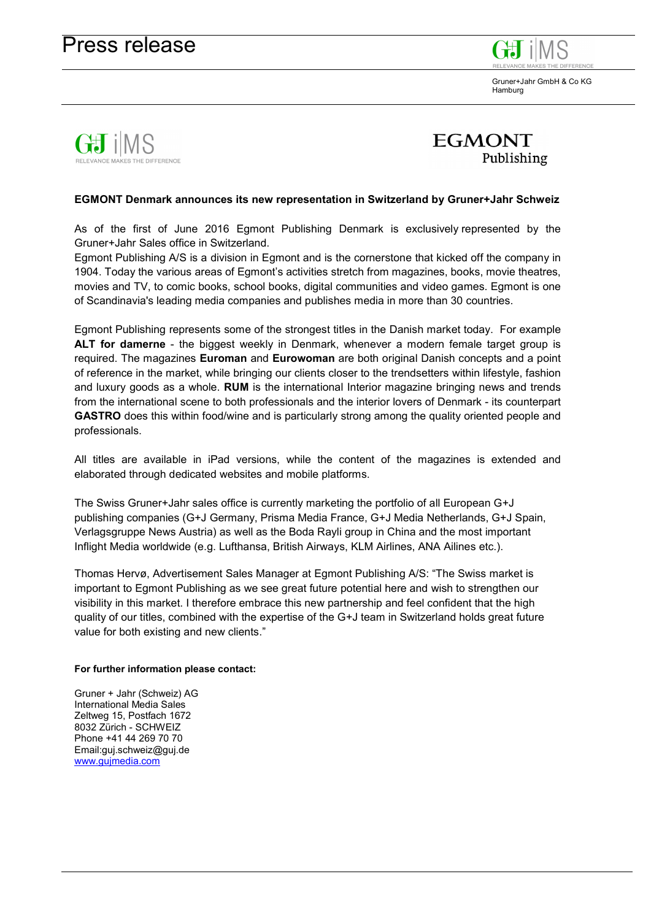# Press release

Gruner+Jahr GmbH & Co KG
Hamburg

**EGMONT Denmark announces its new representation in Switzerland by Gruner+Jahr Schweiz**

As of the first of June 2016 Egmont Publishing Denmark is exclusively represented by the Gruner+Jahr Sales office in Switzerland.
Egmont Publishing A/S is a division in Egmont and is the cornerstone that kicked off the company in 1904. Today the various areas of Egmont's activities stretch from magazines, books, movie theatres, movies and TV, to comic books, school books, digital communities and video games. Egmont is one of Scandinavia's leading media companies and publishes media in more than 30 countries.

Egmont Publishing represents some of the strongest titles in the Danish market today. For example **ALT for damerne** - the biggest weekly in Denmark, whenever a modern female target group is required. The magazines **Euroman** and **Eurowoman** are both original Danish concepts and a point of reference in the market, while bringing our clients closer to the trendsetters within lifestyle, fashion and luxury goods as a whole. **RUM** is the international Interior magazine bringing news and trends from the international scene to both professionals and the interior lovers of Denmark - its counterpart **GASTRO** does this within food/wine and is particularly strong among the quality oriented people and professionals.

All titles are available in iPad versions, while the content of the magazines is extended and elaborated through dedicated websites and mobile platforms.

The Swiss Gruner+Jahr sales office is currently marketing the portfolio of all European G+J publishing companies (G+J Germany, Prisma Media France, G+J Media Netherlands, G+J Spain, Verlagsgruppe News Austria) as well as the Boda Rayli group in China and the most important Inflight Media worldwide (e.g. Lufthansa, British Airways, KLM Airlines, ANA Ailines etc.).

Thomas Hervø, Advertisement Sales Manager at Egmont Publishing A/S: "The Swiss market is important to Egmont Publishing as we see great future potential here and wish to strengthen our visibility in this market. I therefore embrace this new partnership and feel confident that the high quality of our titles, combined with the expertise of the G+J team in Switzerland holds great future value for both existing and new clients."

**For further information please contact:**

Gruner + Jahr (Schweiz) AG
International Media Sales
Zeltweg 15, Postfach 1672
8032 Zürich - SCHWEIZ
Phone +41 44 269 70 70
Email:guj.schweiz@guj.de
www.gujmedia.com